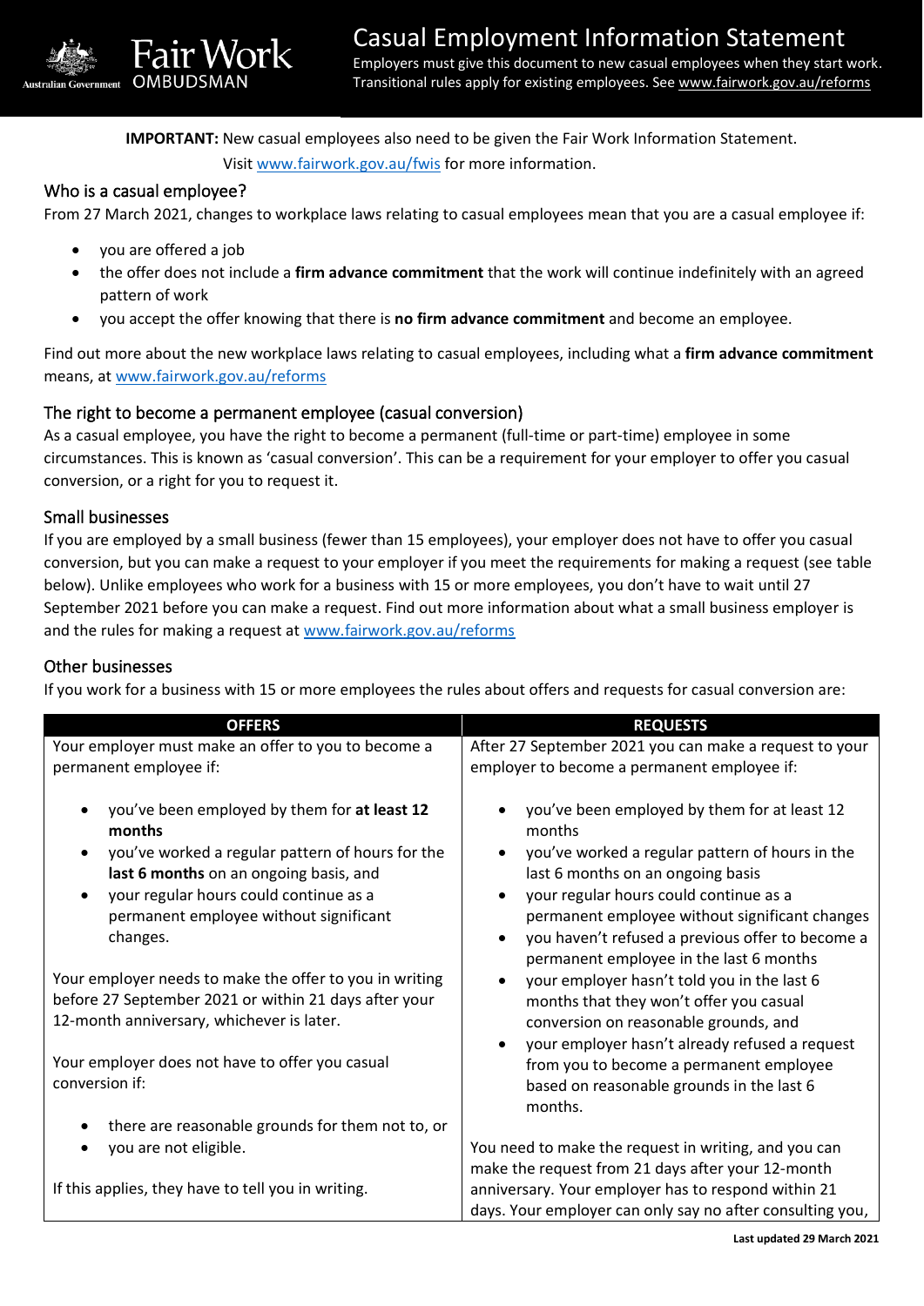# Casual Employment Information Statement

Employers must give this document to new casual employees when they start work. Transitional rules apply for existing employees. See www.fairwork.gov.au/reforms

**IMPORTANT:** New casual employees also need to be given the Fair Work Information Statement. Visit www.fairwork.gov.au/fwis for more information.

## Who is a casual employee?

From 27 March 2021, changes to workplace laws relating to casual employees mean that you are a casual employee if:

- you are offered a job
- the offer does not include a **firm advance commitment** that the work will continue indefinitely with an agreed pattern of work
- you accept the offer knowing that there is **no firm advance commitment** and become an employee.

Find out more about the new workplace laws relating to casual employees, including what a **firm advance commitment** means, at www.fairwork.gov.au/reforms

## The right to become a permanent employee (casual conversion)

As a casual employee, you have the right to become a permanent (full-time or part-time) employee in some circumstances. This is known as 'casual conversion'. This can be a requirement for your employer to offer you casual conversion, or a right for you to request it.

## Small businesses

If you are employed by a small business (fewer than 15 employees), your employer does not have to offer you casual conversion, but you can make a request to your employer if you meet the requirements for making a request (see table below). Unlike employees who work for a business with 15 or more employees, you don't have to wait until 27 September 2021 before you can make a request. Find out more information about what a small business employer is and the rules for making a request at www.fairwork.gov.au/reforms

## Other businesses

If you work for a business with 15 or more employees the rules about offers and requests for casual conversion are:

| OFFERS | REQUESTS |
| --- | --- |
| Your employer must make an offer to you to become a permanent employee if:<br><br>• you've been employed by them for **at least 12 months**<br>• you've worked a regular pattern of hours for the **last 6 months** on an ongoing basis, and<br>• your regular hours could continue as a permanent employee without significant changes.<br><br>Your employer needs to make the offer to you in writing before 27 September 2021 or within 21 days after your 12-month anniversary, whichever is later.<br><br>Your employer does not have to offer you casual conversion if:<br><br>• there are reasonable grounds for them not to, or<br>• you are not eligible.<br><br>If this applies, they have to tell you in writing. | After 27 September 2021 you can make a request to your employer to become a permanent employee if:<br><br>• you've been employed by them for at least 12 months<br>• you've worked a regular pattern of hours in the last 6 months on an ongoing basis<br>• your regular hours could continue as a permanent employee without significant changes<br>• you haven't refused a previous offer to become a permanent employee in the last 6 months<br>• your employer hasn't told you in the last 6 months that they won't offer you casual conversion on reasonable grounds, and<br>• your employer hasn't already refused a request from you to become a permanent employee based on reasonable grounds in the last 6 months.<br><br>You need to make the request in writing, and you can make the request from 21 days after your 12-month anniversary. Your employer has to respond within 21 days. Your employer can only say no after consulting you, |

Last updated 29 March 2021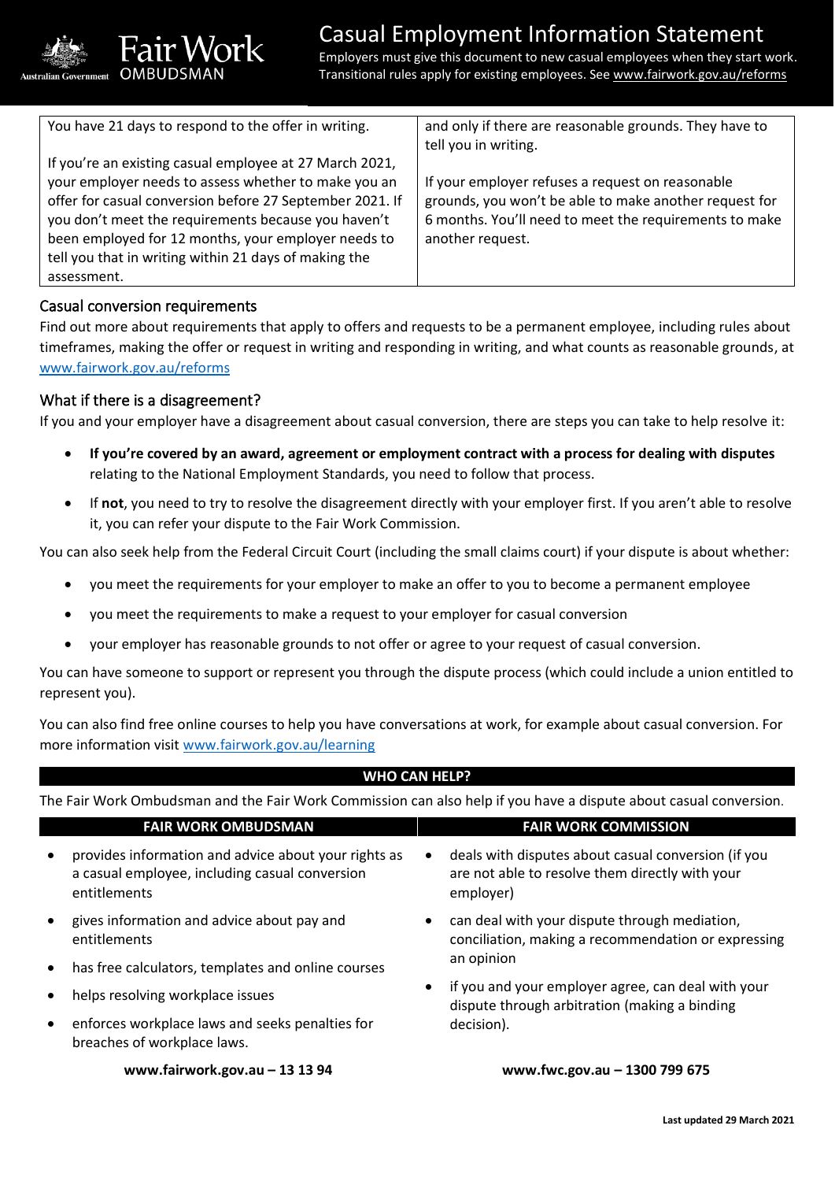| | |
|---|---|
| You have 21 days to respond to the offer in writing.<br><br>If you're an existing casual employee at 27 March 2021, your employer needs to assess whether to make you an offer for casual conversion before 27 September 2021. If you don't meet the requirements because you haven't been employed for 12 months, your employer needs to tell you that in writing within 21 days of making the assessment. | and only if there are reasonable grounds. They have to tell you in writing.<br><br>If your employer refuses a request on reasonable grounds, you won't be able to make another request for 6 months. You'll need to meet the requirements to make another request. |

## Casual conversion requirements

Find out more about requirements that apply to offers and requests to be a permanent employee, including rules about timeframes, making the offer or request in writing and responding in writing, and what counts as reasonable grounds, at www.fairwork.gov.au/reforms

## What if there is a disagreement?

If you and your employer have a disagreement about casual conversion, there are steps you can take to help resolve it:

- **If you're covered by an award, agreement or employment contract with a process for dealing with disputes** relating to the National Employment Standards, you need to follow that process.
- If **not**, you need to try to resolve the disagreement directly with your employer first. If you aren't able to resolve it, you can refer your dispute to the Fair Work Commission.

You can also seek help from the Federal Circuit Court (including the small claims court) if your dispute is about whether:

- you meet the requirements for your employer to make an offer to you to become a permanent employee
- you meet the requirements to make a request to your employer for casual conversion
- your employer has reasonable grounds to not offer or agree to your request of casual conversion.

You can have someone to support or represent you through the dispute process (which could include a union entitled to represent you).

You can also find free online courses to help you have conversations at work, for example about casual conversion. For more information visit www.fairwork.gov.au/learning

## WHO CAN HELP?

The Fair Work Ombsudsman and the Fair Work Commission can also help if you have a dispute about casual conversion.

### FAIR WORK OMBUDSMAN

- provides information and advice about your rights as a casual employee, including casual conversion entitlements
- gives information and advice about pay and entitlements
- has free calculators, templates and online courses
- helps resolving workplace issues
- enforces workplace laws and seeks penalties for breaches of workplace laws.

**www.fairwork.gov.au – 13 13 94**

### FAIR WORK COMMISSION

- deals with disputes about casual conversion (if you are not able to resolve them directly with your employer)
- can deal with your dispute through mediation, conciliation, making a recommendation or expressing an opinion
- if you and your employer agree, can deal with your dispute through arbitration (making a binding decision).

**www.fwc.gov.au – 1300 799 675**

**Last updated 29 March 2021**